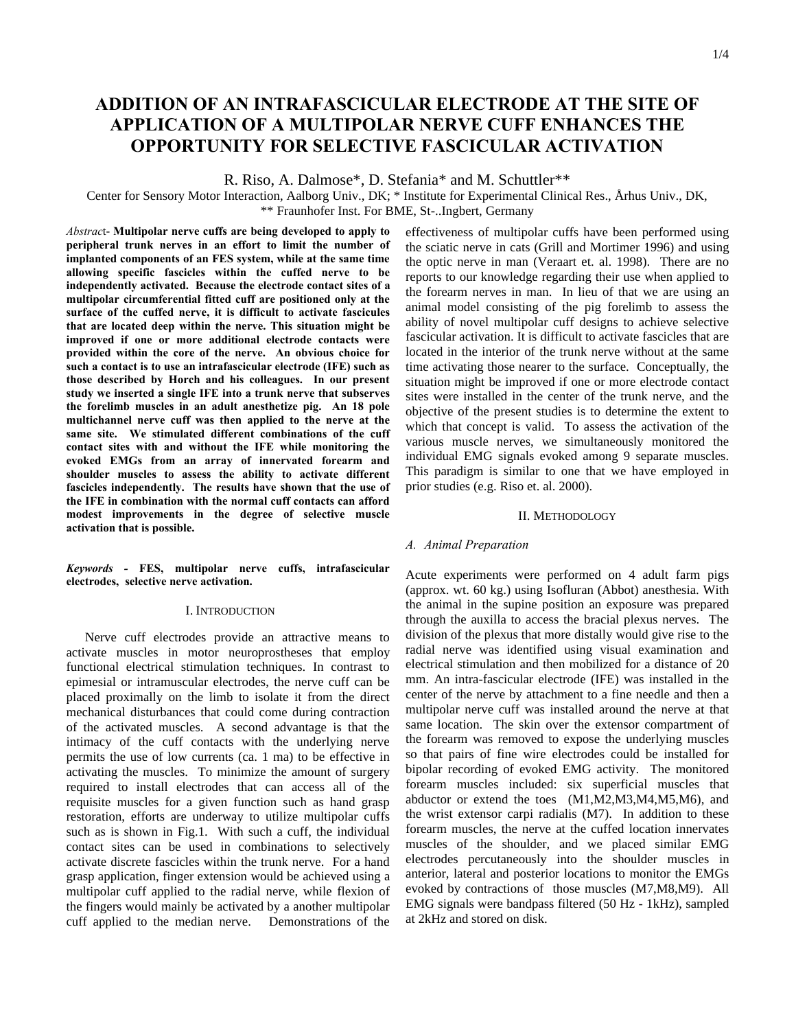# ADDITION OF AN INTRAFASCICULAR ELECTRODE AT THE SITE OF APPLICATION OF A MULTIPOLAR NERVE CUFF ENHANCES THE OPPORTUNITY FOR SELECTIVE FASCICULAR ACTIVATION

R. Riso, A. Dalmose*, D. Stefania* and M. Schuttler**

Center for Sensory Motor Interaction, Aalborg Univ., DK; * Institute for Experimental Clinical Res., Århus Univ., DK, ** Fraunhofer Inst. For BME, St-..Ingbert, Germany

*Abstract*- **Multipolar nerve cuffs are being developed to apply to peripheral trunk nerves in an effort to limit the number of implanted components of an FES system, while at the same time allowing specific fascicles within the cuffed nerve to be independently activated. Because the electrode contact sites of a multipolar circumferential fitted cuff are positioned only at the surface of the cuffed nerve, it is difficult to activate fascicules that are located deep within the nerve. This situation might be improved if one or more additional electrode contacts were provided within the core of the nerve. An obvious choice for such a contact is to use an intrafascicular electrode (IFE) such as those described by Horch and his colleagues. In our present study we inserted a single IFE into a trunk nerve that subserves the forelimb muscles in an adult anesthetize pig. An 18 pole multichannel nerve cuff was then applied to the nerve at the same site. We stimulated different combinations of the cuff contact sites with and without the IFE while monitoring the evoked EMGs from an array of innervated forearm and shoulder muscles to assess the ability to activate different fascicles independently. The results have shown that the use of the IFE in combination with the normal cuff contacts can afford modest improvements in the degree of selective muscle activation that is possible.**

***Keywords -*** **FES, multipolar nerve cuffs, intrafascicular electrodes, selective nerve activation.**

## I. Introduction

Nerve cuff electrodes provide an attractive means to activate muscles in motor neuroprostheses that employ functional electrical stimulation techniques. In contrast to epimesial or intramuscular electrodes, the nerve cuff can be placed proximally on the limb to isolate it from the direct mechanical disturbances that could come during contraction of the activated muscles. A second advantage is that the intimacy of the cuff contacts with the underlying nerve permits the use of low currents (ca. 1 ma) to be effective in activating the muscles. To minimize the amount of surgery required to install electrodes that can access all of the requisite muscles for a given function such as hand grasp restoration, efforts are underway to utilize multipolar cuffs such as is shown in Fig.1. With such a cuff, the individual contact sites can be used in combinations to selectively activate discrete fascicles within the trunk nerve. For a hand grasp application, finger extension would be achieved using a multipolar cuff applied to the radial nerve, while flexion of the fingers would mainly be activated by a another multipolar cuff applied to the median nerve. Demonstrations of the effectiveness of multipolar cuffs have been performed using the sciatic nerve in cats (Grill and Mortimer 1996) and using the optic nerve in man (Veraart et. al. 1998). There are no reports to our knowledge regarding their use when applied to the forearm nerves in man. In lieu of that we are using an animal model consisting of the pig forelimb to assess the ability of novel multipolar cuff designs to achieve selective fascicular activation. It is difficult to activate fascicles that are located in the interior of the trunk nerve without at the same time activating those nearer to the surface. Conceptually, the situation might be improved if one or more electrode contact sites were installed in the center of the trunk nerve, and the objective of the present studies is to determine the extent to which that concept is valid. To assess the activation of the various muscle nerves, we simultaneously monitored the individual EMG signals evoked among 9 separate muscles. This paradigm is similar to one that we have employed in prior studies (e.g. Riso et. al. 2000).

## II. Methodology

### *A. Animal Preparation*

Acute experiments were performed on 4 adult farm pigs (approx. wt. 60 kg.) using Isofluran (Abbot) anesthesia. With the animal in the supine position an exposure was prepared through the auxilla to access the bracial plexus nerves. The division of the plexus that more distally would give rise to the radial nerve was identified using visual examination and electrical stimulation and then mobilized for a distance of 20 mm. An intra-fascicular electrode (IFE) was installed in the center of the nerve by attachment to a fine needle and then a multipolar nerve cuff was installed around the nerve at that same location. The skin over the extensor compartment of the forearm was removed to expose the underlying muscles so that pairs of fine wire electrodes could be installed for bipolar recording of evoked EMG activity. The monitored forearm muscles included: six superficial muscles that abductor or extend the toes (M1,M2,M3,M4,M5,M6), and the wrist extensor carpi radialis (M7). In addition to these forearm muscles, the nerve at the cuffed location innervates muscles of the shoulder, and we placed similar EMG electrodes percutaneously into the shoulder muscles in anterior, lateral and posterior locations to monitor the EMGs evoked by contractions of those muscles (M7,M8,M9). All EMG signals were bandpass filtered (50 Hz - 1kHz), sampled at 2kHz and stored on disk.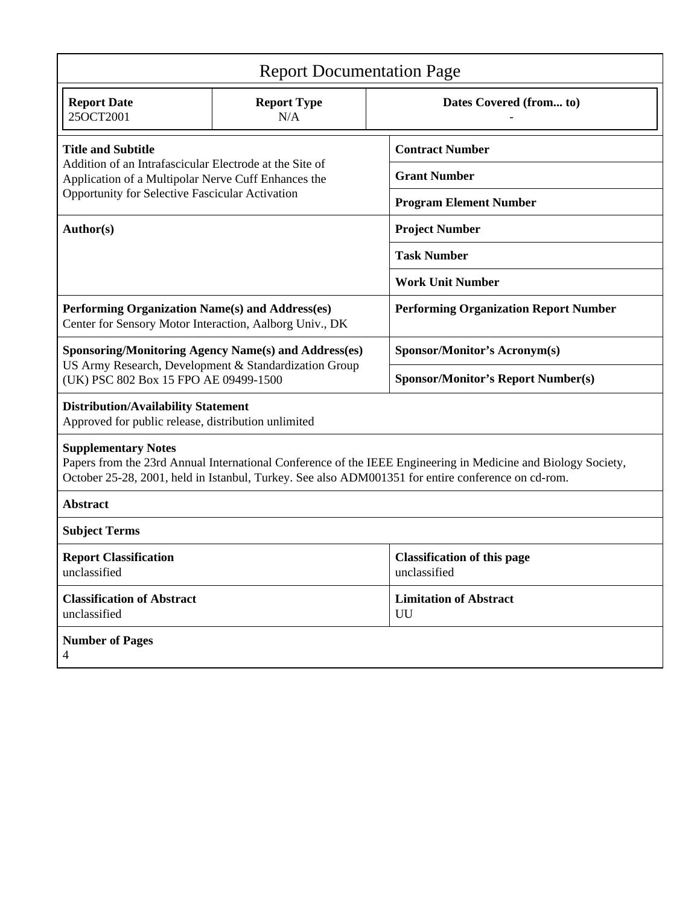# Report Documentation Page

| Report Date | Report Type | Dates Covered (from... to) |
|---|---|---|
| 25OCT2001 | N/A | - |

| | |
|---|---|
| **Title and Subtitle**<br>Addition of an Intrafascicular Electrode at the Site of Application of a Multipolar Nerve Cuff Enhances the Opportunity for Selective Fascicular Activation | **Contract Number** |
| | **Grant Number** |
| | **Program Element Number** |
| **Author(s)** | **Project Number** |
| | **Task Number** |
| | **Work Unit Number** |
| **Performing Organization Name(s) and Address(es)**<br>Center for Sensory Motor Interaction, Aalborg Univ., DK | **Performing Organization Report Number** |
| **Sponsoring/Monitoring Agency Name(s) and Address(es)**<br>US Army Research, Development & Standardization Group (UK) PSC 802 Box 15 FPO AE 09499-1500 | **Sponsor/Monitor's Acronym(s)** |
| | **Sponsor/Monitor's Report Number(s)** |

**Distribution/Availability Statement**
Approved for public release, distribution unlimited

**Supplementary Notes**
Papers from the 23rd Annual International Conference of the IEEE Engineering in Medicine and Biology Society, October 25-28, 2001, held in Istanbul, Turkey. See also ADM001351 for entire conference on cd-rom.

**Abstract**

**Subject Terms**

| | |
|---|---|
| **Report Classification**<br>unclassified | **Classification of this page**<br>unclassified |
| **Classification of Abstract**<br>unclassified | **Limitation of Abstract**<br>UU |

**Number of Pages**
4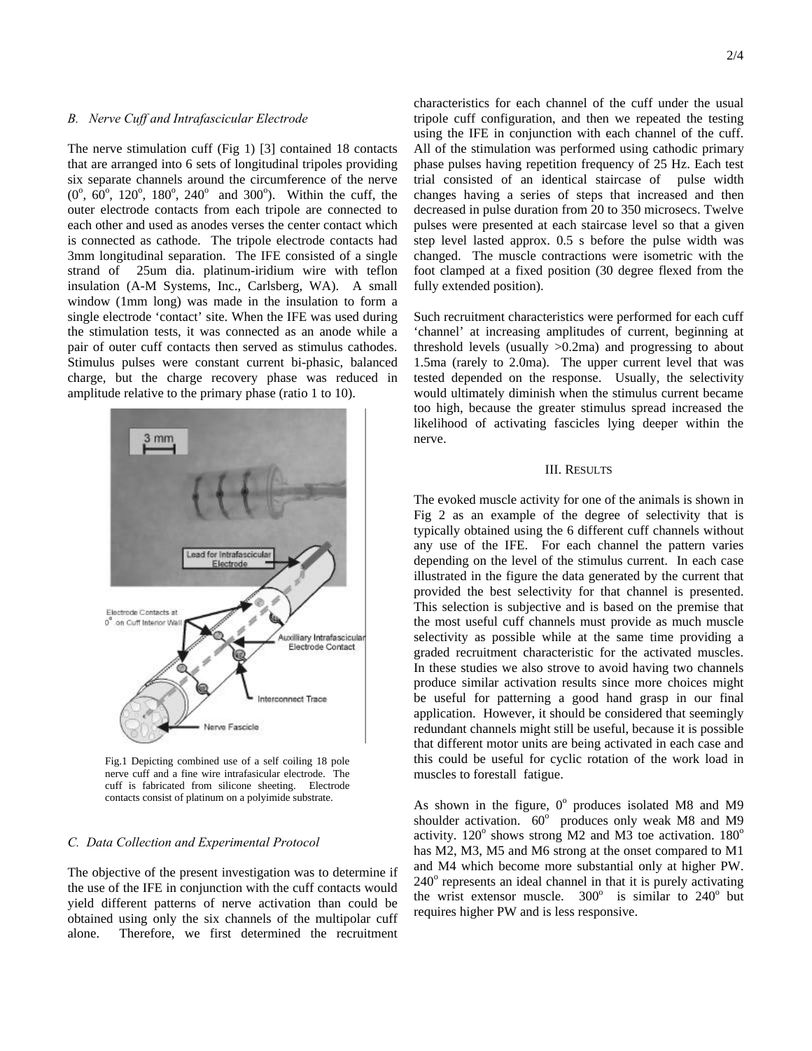### B. Nerve Cuff and Intrafascicular Electrode

The nerve stimulation cuff (Fig 1) [3] contained 18 contacts that are arranged into 6 sets of longitudinal tripoles providing six separate channels around the circumference of the nerve ($0^o$, $60^o$, $120^o$, $180^o$, $240^o$ and $300^o$). Within the cuff, the outer electrode contacts from each tripole are connected to each other and used as anodes verses the center contact which is connected as cathode. The tripole electrode contacts had 3mm longitudinal separation. The IFE consisted of a single strand of 25um dia. platinum-iridium wire with teflon insulation (A-M Systems, Inc., Carlsberg, WA). A small window (1mm long) was made in the insulation to form a single electrode 'contact' site. When the IFE was used during the stimulation tests, it was connected as an anode while a pair of outer cuff contacts then served as stimulus cathodes. Stimulus pulses were constant current bi-phasic, balanced charge, but the charge recovery phase was reduced in amplitude relative to the primary phase (ratio 1 to 10).

Fig.1 Depicting combined use of a self coiling 18 pole nerve cuff and a fine wire intrafasicular electrode. The cuff is fabricated from silicone sheeting. Electrode contacts consist of platinum on a polyimide substrate.

### C. Data Collection and Experimental Protocol

The objective of the present investigation was to determine if the use of the IFE in conjunction with the cuff contacts would yield different patterns of nerve activation than could be obtained using only the six channels of the multipolar cuff alone. Therefore, we first determined the recruitment characteristics for each channel of the cuff under the usual tripole cuff configuration, and then we repeated the testing using the IFE in conjunction with each channel of the cuff. All of the stimulation was performed using cathodic primary phase pulses having repetition frequency of 25 Hz. Each test trial consisted of an identical staircase of pulse width changes having a series of steps that increased and then decreased in pulse duration from 20 to 350 microsecs. Twelve pulses were presented at each staircase level so that a given step level lasted approx. 0.5 s before the pulse width was changed. The muscle contractions were isometric with the foot clamped at a fixed position (30 degree flexed from the fully extended position).

Such recruitment characteristics were performed for each cuff 'channel' at increasing amplitudes of current, beginning at threshold levels (usually >0.2ma) and progressing to about 1.5ma (rarely to 2.0ma). The upper current level that was tested depended on the response. Usually, the selectivity would ultimately diminish when the stimulus current became too high, because the greater stimulus spread increased the likelihood of activating fascicles lying deeper within the nerve.

## III. RESULTS

The evoked muscle activity for one of the animals is shown in Fig 2 as an example of the degree of selectivity that is typically obtained using the 6 different cuff channels without any use of the IFE. For each channel the pattern varies depending on the level of the stimulus current. In each case illustrated in the figure the data generated by the current that provided the best selectivity for that channel is presented. This selection is subjective and is based on the premise that the most useful cuff channels must provide as much muscle selectivity as possible while at the same time providing a graded recruitment characteristic for the activated muscles. In these studies we also strove to avoid having two channels produce similar activation results since more choices might be useful for patterning a good hand grasp in our final application. However, it should be considered that seemingly redundant channels might still be useful, because it is possible that different motor units are being activated in each case and this could be useful for cyclic rotation of the work load in muscles to forestall fatigue.

As shown in the figure, $0^o$ produces isolated M8 and M9 shoulder activation. $60^o$ produces only weak M8 and M9 activity. $120^o$ shows strong M2 and M3 toe activation. $180^o$ has M2, M3, M5 and M6 strong at the onset compared to M1 and M4 which become more substantial only at higher PW. $240^o$ represents an ideal channel in that it is purely activating the wrist extensor muscle. $300^o$ is similar to $240^o$ but requires higher PW and is less responsive.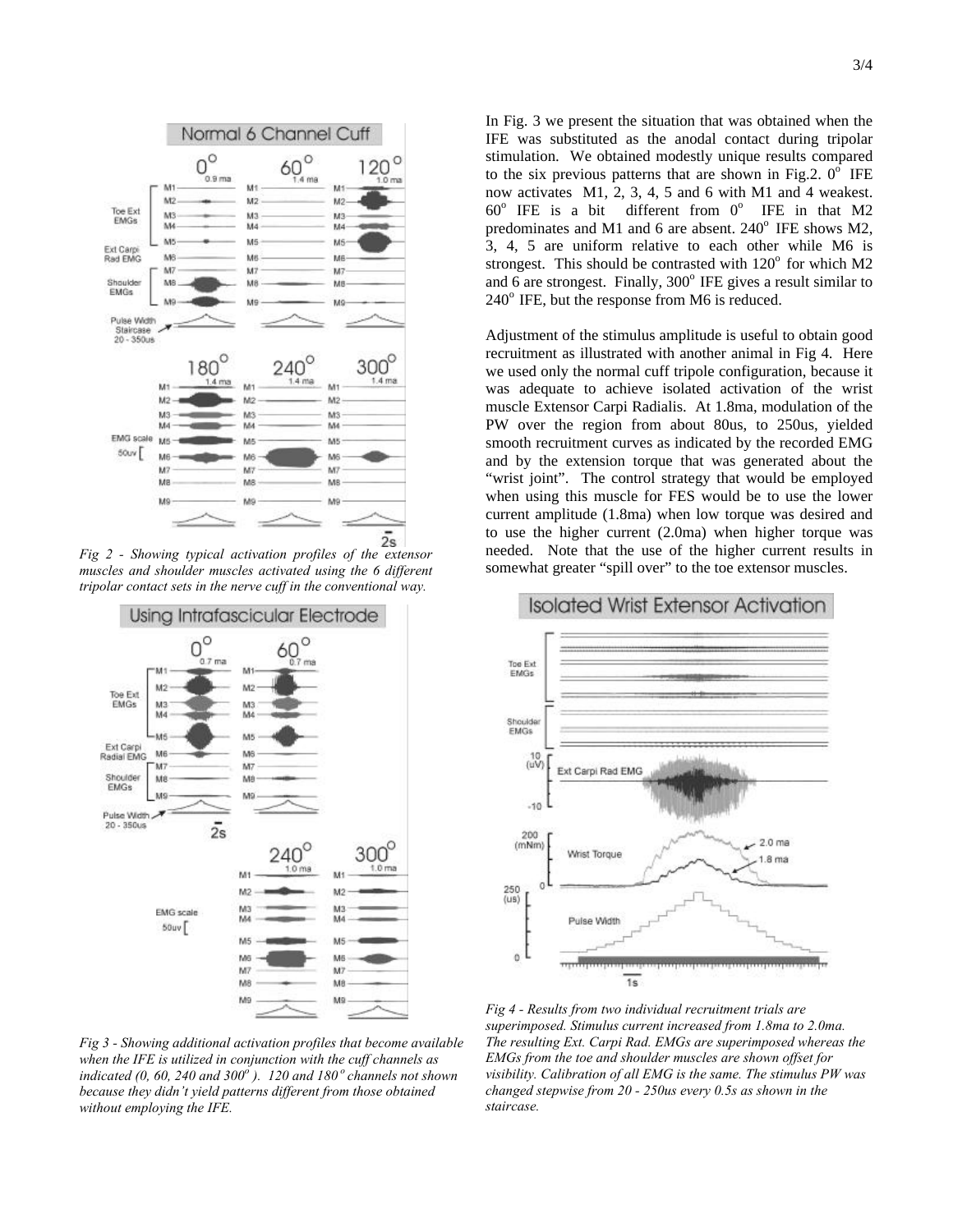In Fig. 3 we present the situation that was obtained when the IFE was substituted as the anodal contact during tripolar stimulation. We obtained modestly unique results compared to the six previous patterns that are shown in Fig.2. 0° IFE now activates M1, 2, 3, 4, 5 and 6 with M1 and 4 weakest. 60° IFE is a bit different from 0° IFE in that M2 predominates and M1 and 6 are absent. 240° IFE shows M2, 3, 4, 5 are uniform relative to each other while M6 is strongest. This should be contrasted with 120° for which M2 and 6 are strongest. Finally, 300° IFE gives a result similar to 240° IFE, but the response from M6 is reduced.

Adjustment of the stimulus amplitude is useful to obtain good recruitment as illustrated with another animal in Fig 4. Here we used only the normal cuff tripole configuration, because it was adequate to achieve isolated activation of the wrist muscle Extensor Carpi Radialis. At 1.8ma, modulation of the PW over the region from about 80us, to 250us, yielded smooth recruitment curves as indicated by the recorded EMG and by the extension torque that was generated about the "wrist joint". The control strategy that would be employed when using this muscle for FES would be to use the lower current amplitude (1.8ma) when low torque was desired and to use the higher current (2.0ma) when higher torque was needed. Note that the use of the higher current results in somewhat greater "spill over" to the toe extensor muscles.

*Fig 2 - Showing typical activation profiles of the extensor muscles and shoulder muscles activated using the 6 different tripolar contact sets in the nerve cuff in the conventional way.*

*Fig 3 - Showing additional activation profiles that become available when the IFE is utilized in conjunction with the cuff channels as indicated (0, 60, 240 and 300°). 120 and 180° channels not shown because they didn't yield patterns different from those obtained without employing the IFE.*

*Fig 4 - Results from two individual recruitment trials are superimposed. Stimulus current increased from 1.8ma to 2.0ma. The resulting Ext. Carpi Rad. EMGs are superimposed whereas the EMGs from the toe and shoulder muscles are shown offset for visibility. Calibration of all EMG is the same. The stimulus PW was changed stepwise from 20 - 250us every 0.5s as shown in the staircase.*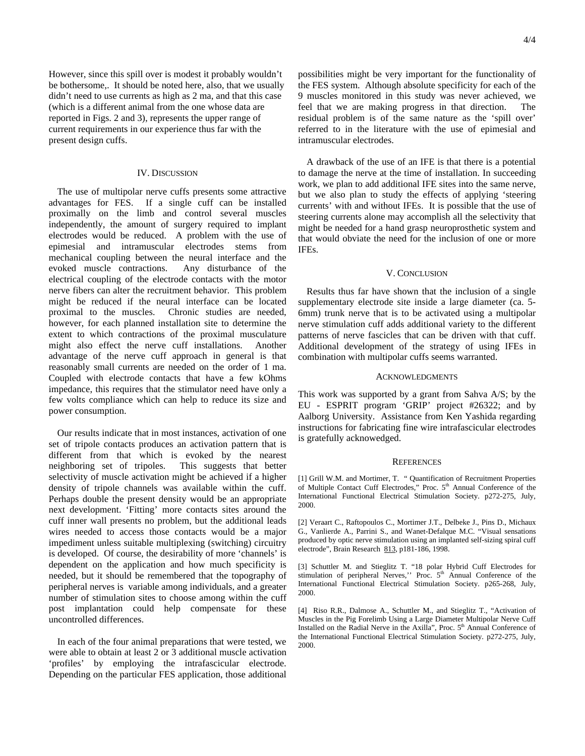However, since this spill over is modest it probably wouldn't be bothersome,. It should be noted here, also, that we usually didn't need to use currents as high as 2 ma, and that this case (which is a different animal from the one whose data are reported in Figs. 2 and 3), represents the upper range of current requirements in our experience thus far with the present design cuffs.

## IV. Discussion

The use of multipolar nerve cuffs presents some attractive advantages for FES. If a single cuff can be installed proximally on the limb and control several muscles independently, the amount of surgery required to implant electrodes would be reduced. A problem with the use of epimesial and intramuscular electrodes stems from mechanical coupling between the neural interface and the evoked muscle contractions. Any disturbance of the electrical coupling of the electrode contacts with the motor nerve fibers can alter the recruitment behavior. This problem might be reduced if the neural interface can be located proximal to the muscles. Chronic studies are needed, however, for each planned installation site to determine the extent to which contractions of the proximal musculature might also effect the nerve cuff installations. Another advantage of the nerve cuff approach in general is that reasonably small currents are needed on the order of 1 ma. Coupled with electrode contacts that have a few kOhms impedance, this requires that the stimulator need have only a few volts compliance which can help to reduce its size and power consumption.

Our results indicate that in most instances, activation of one set of tripole contacts produces an activation pattern that is different from that which is evoked by the nearest neighboring set of tripoles. This suggests that better selectivity of muscle activation might be achieved if a higher density of tripole channels was available within the cuff. Perhaps double the present density would be an appropriate next development. 'Fitting' more contacts sites around the cuff inner wall presents no problem, but the additional leads wires needed to access those contacts would be a major impediment unless suitable multiplexing (switching) circuitry is developed. Of course, the desirability of more 'channels' is dependent on the application and how much specificity is needed, but it should be remembered that the topography of peripheral nerves is variable among individuals, and a greater number of stimulation sites to choose among within the cuff post implantation could help compensate for these uncontrolled differences.

In each of the four animal preparations that were tested, we were able to obtain at least 2 or 3 additional muscle activation 'profiles' by employing the intrafascicular electrode. Depending on the particular FES application, those additional possibilities might be very important for the functionality of the FES system. Although absolute specificity for each of the 9 muscles monitored in this study was never achieved, we feel that we are making progress in that direction. The residual problem is of the same nature as the 'spill over' referred to in the literature with the use of epimesial and intramuscular electrodes.

A drawback of the use of an IFE is that there is a potential to damage the nerve at the time of installation. In succeeding work, we plan to add additional IFE sites into the same nerve, but we also plan to study the effects of applying 'steering currents' with and without IFEs. It is possible that the use of steering currents alone may accomplish all the selectivity that might be needed for a hand grasp neuroprosthetic system and that would obviate the need for the inclusion of one or more IFEs.

## V. Conclusion

Results thus far have shown that the inclusion of a single supplementary electrode site inside a large diameter (ca. 5-6mm) trunk nerve that is to be activated using a multipolar nerve stimulation cuff adds additional variety to the different patterns of nerve fascicles that can be driven with that cuff. Additional development of the strategy of using IFEs in combination with multipolar cuffs seems warranted.

## Acknowledgments

This work was supported by a grant from Sahva A/S; by the EU - ESPRIT program 'GRIP' project #26322; and by Aalborg University. Assistance from Ken Yashida regarding instructions for fabricating fine wire intrafascicular electrodes is gratefully acknowedged.

## References

[1] Grill W.M. and Mortimer, T. " Quantification of Recruitment Properties of Multiple Contact Cuff Electrodes," Proc. 5th Annual Conference of the International Functional Electrical Stimulation Society. p272-275, July, 2000.

[2] Veraart C., Raftopoulos C., Mortimer J.T., Delbeke J., Pins D., Michaux G., Vanlierde A., Parrini S., and Wanet-Defalque M.C. "Visual sensations produced by optic nerve stimulation using an implanted self-sizing spiral cuff electrode", Brain Research 813, p181-186, 1998.

[3] Schuttler M. and Stieglitz T. "18 polar Hybrid Cuff Electrodes for stimulation of peripheral Nerves,'' Proc. 5th Annual Conference of the International Functional Electrical Stimulation Society. p265-268, July, 2000.

[4] Riso R.R., Dalmose A., Schuttler M., and Stieglitz T., "Activation of Muscles in the Pig Forelimb Using a Large Diameter Multipolar Nerve Cuff Installed on the Radial Nerve in the Axilla", Proc. 5th Annual Conference of the International Functional Electrical Stimulation Society. p272-275, July, 2000.